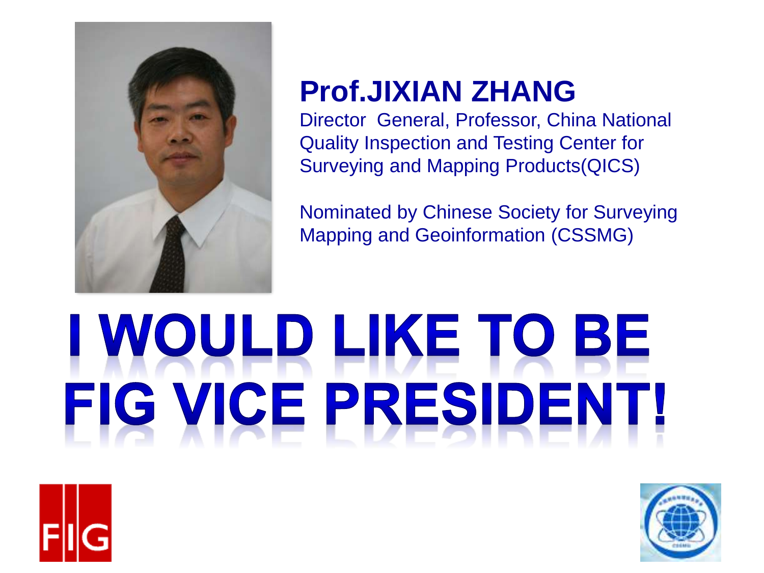# Prof.JIXIAN ZHANG

Director General, Professor, China National Quality Inspection and Testing Center for Surveying and Mapping Products(QICS)

Nominated by Chinese Society for Surveying Mapping and Geoinformation (CSSMG)

# I WOULD LIKE TO BE FIG VICE PRESIDENT!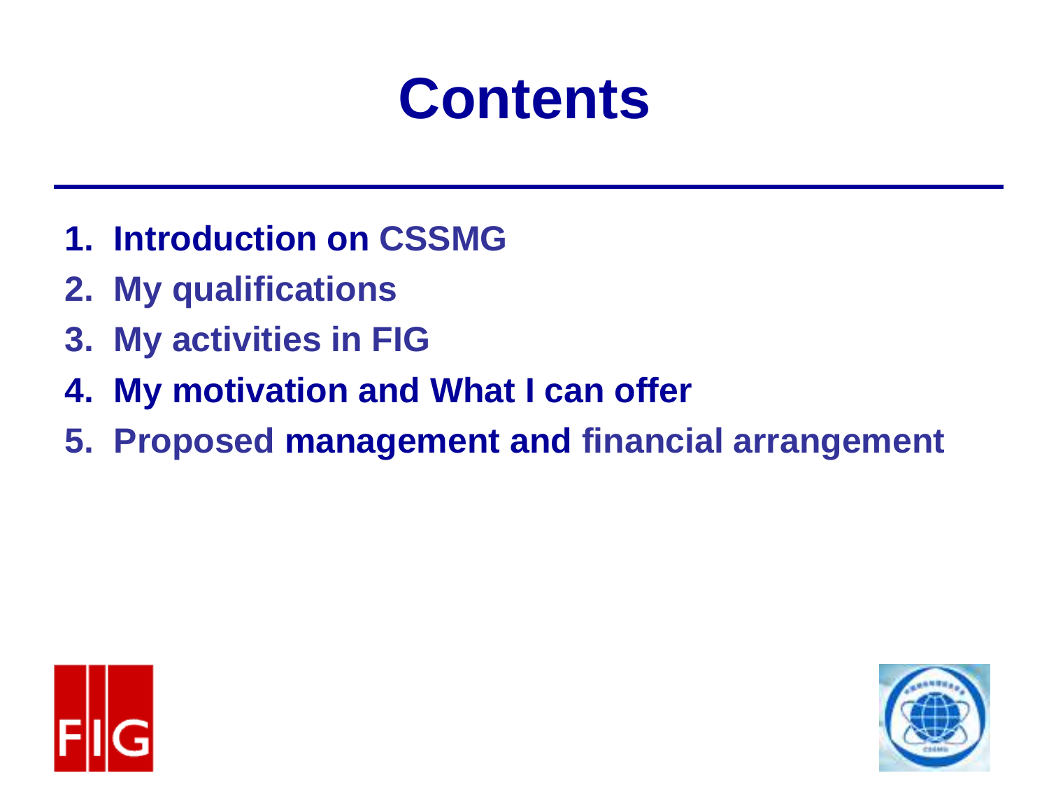# Contents

1. Introduction on CSSMG
2. My qualifications
3. My activities in FIG
4. My motivation and What I can offer
5. Proposed management and financial arrangement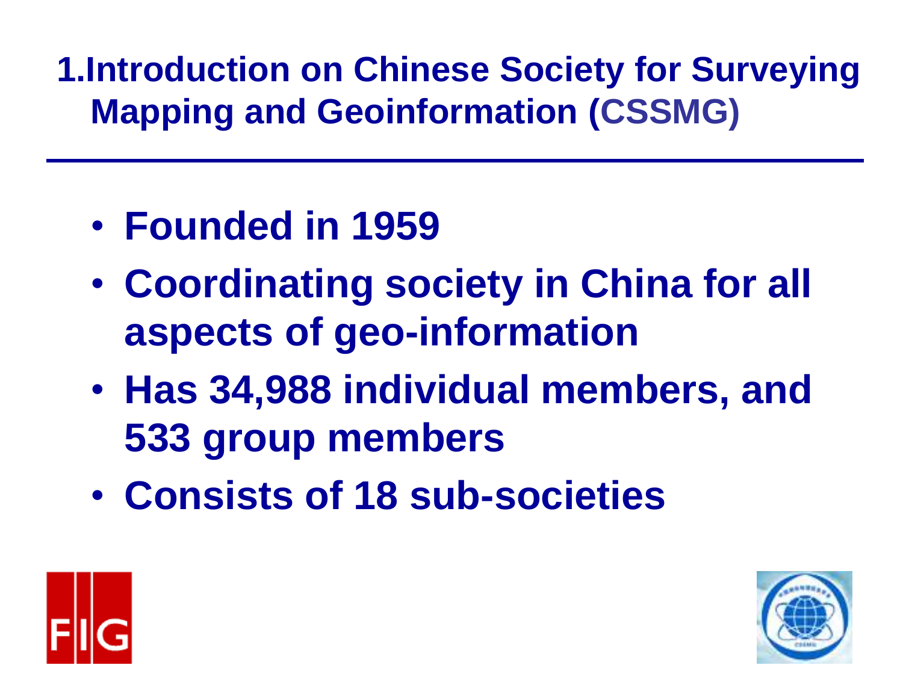# 1.Introduction on Chinese Society for Surveying Mapping and Geoinformation (CSSMG)

- **Founded in 1959**
- **Coordinating society in China for all aspects of geo-information**
- **Has 34,988 individual members, and 533 group members**
- **Consists of 18 sub-societies**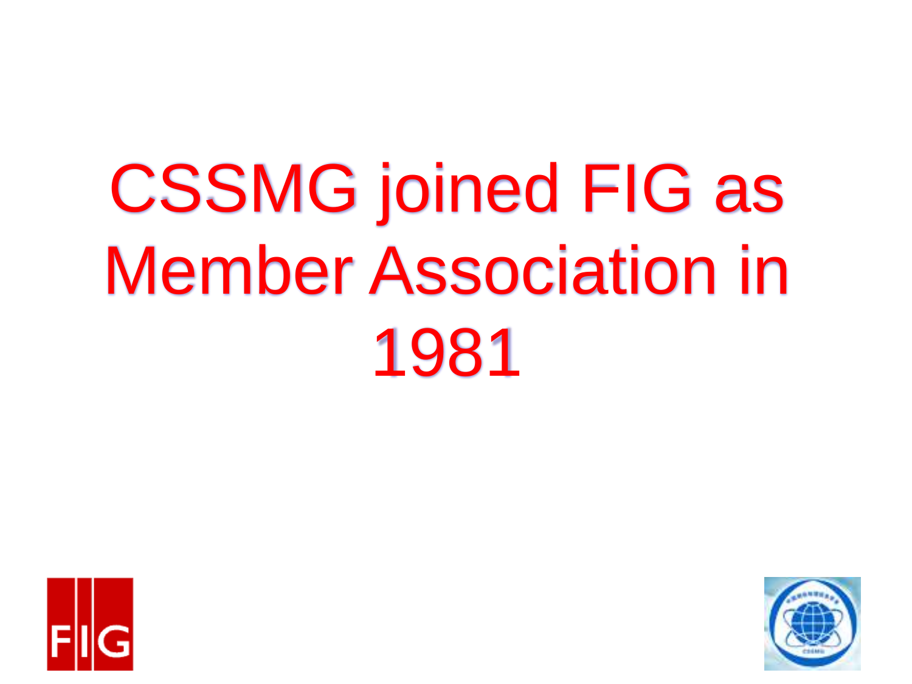# CSSMG joined FIG as Member Association in 1981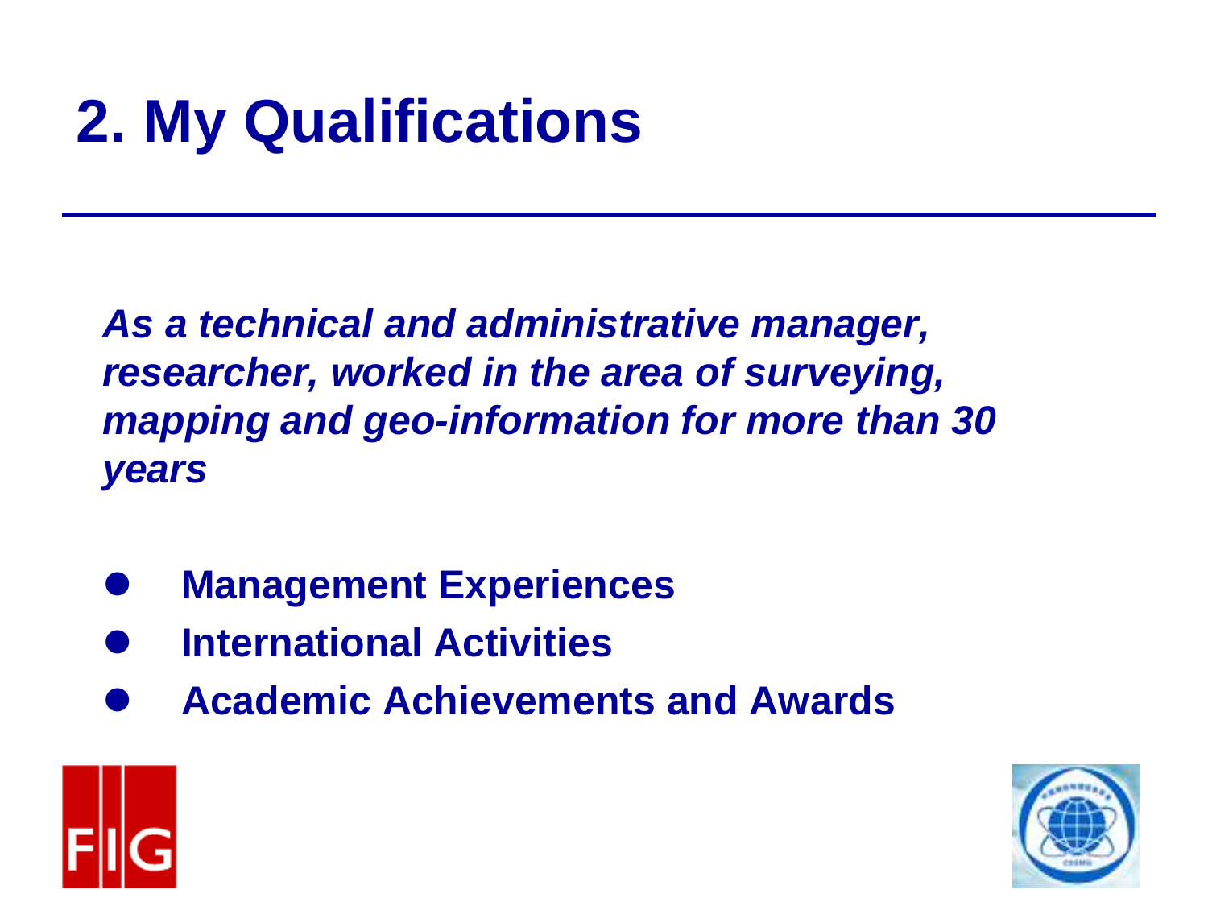# 2. My Qualifications

***As a technical and administrative manager, researcher, worked in the area of surveying, mapping and geo-information for more than 30 years***

- **Management Experiences**
- **International Activities**
- **Academic Achievements and Awards**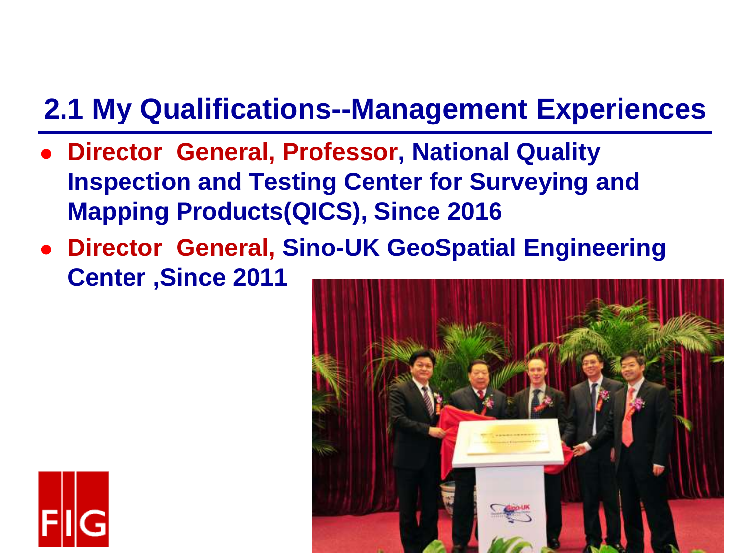## 2.1 My Qualifications--Management Experiences

- **Director General, Professor, National Quality Inspection and Testing Center for Surveying and Mapping Products(QICS), Since 2016**
- **Director General, Sino-UK GeoSpatial Engineering Center ,Since 2011**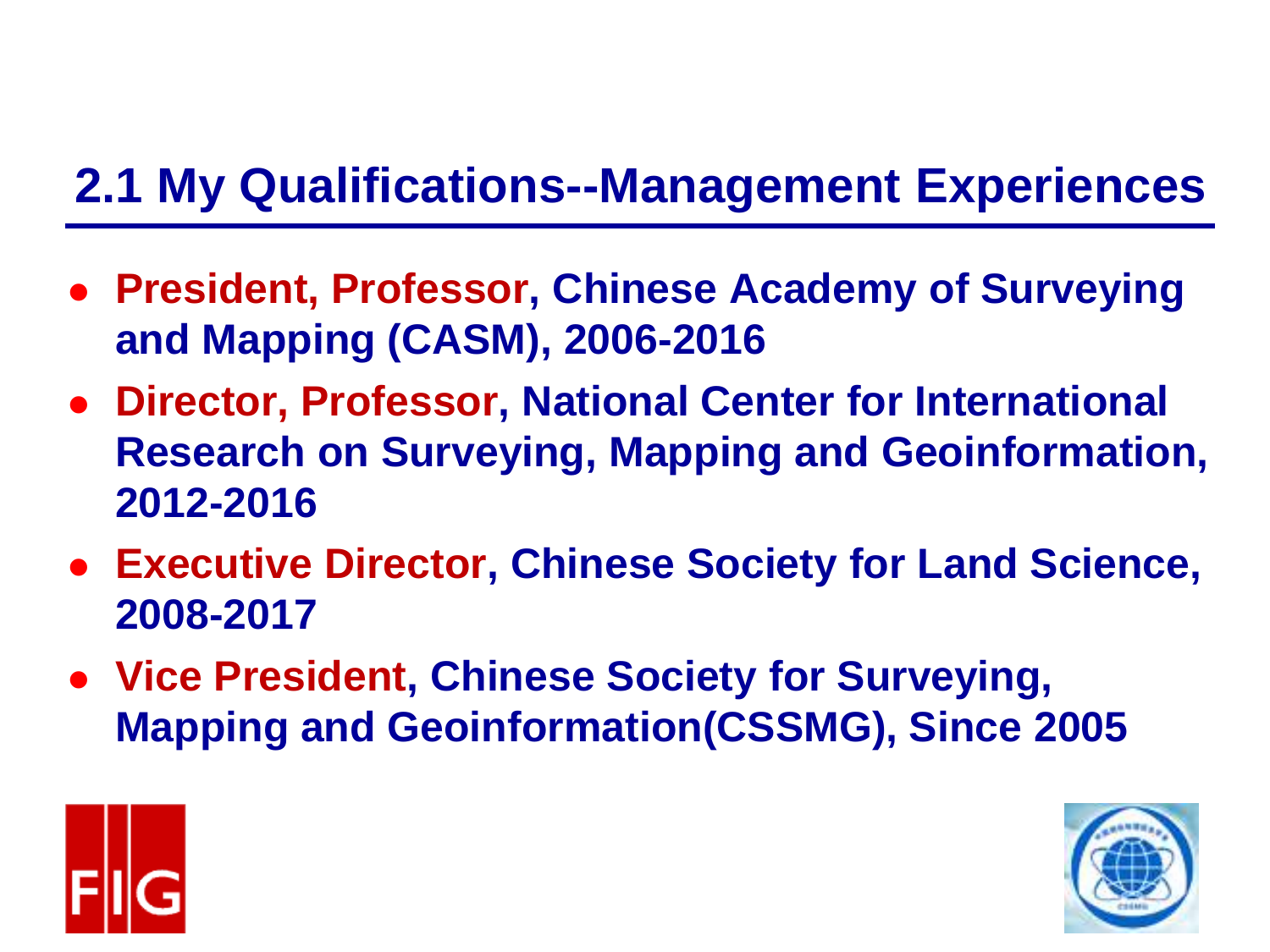## 2.1 My Qualifications--Management Experiences

- **President, Professor, Chinese Academy of Surveying and Mapping (CASM), 2006-2016**
- **Director, Professor, National Center for International Research on Surveying, Mapping and Geoinformation, 2012-2016**
- **Executive Director, Chinese Society for Land Science, 2008-2017**
- **Vice President, Chinese Society for Surveying, Mapping and Geoinformation(CSSMG), Since 2005**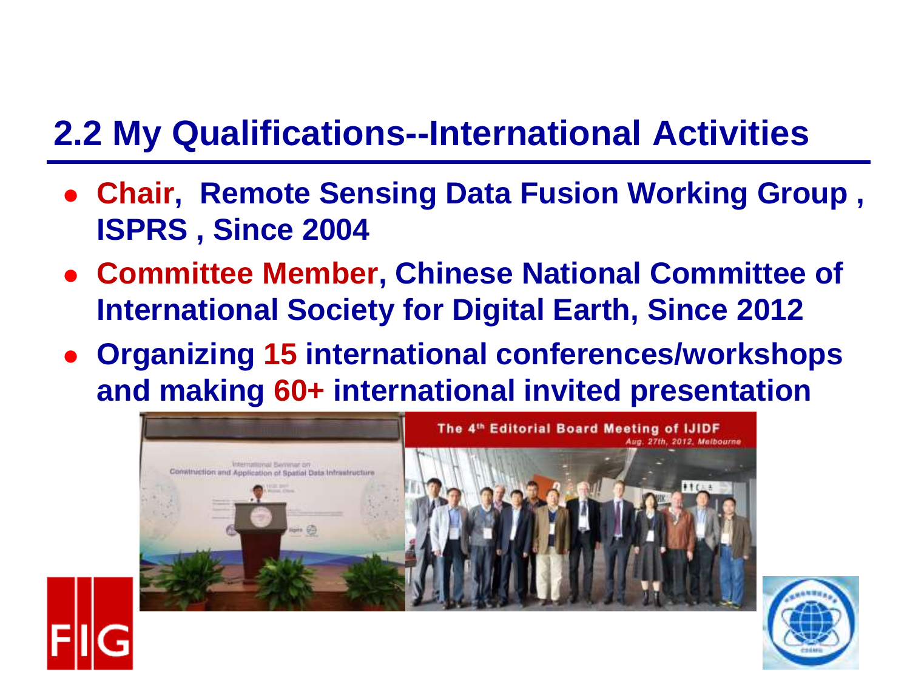## 2.2 My Qualifications--International Activities

- **Chair, Remote Sensing Data Fusion Working Group , ISPRS , Since 2004**
- **Committee Member, Chinese National Committee of International Society for Digital Earth, Since 2012**
- **Organizing 15 international conferences/workshops and making 60+ international invited presentation**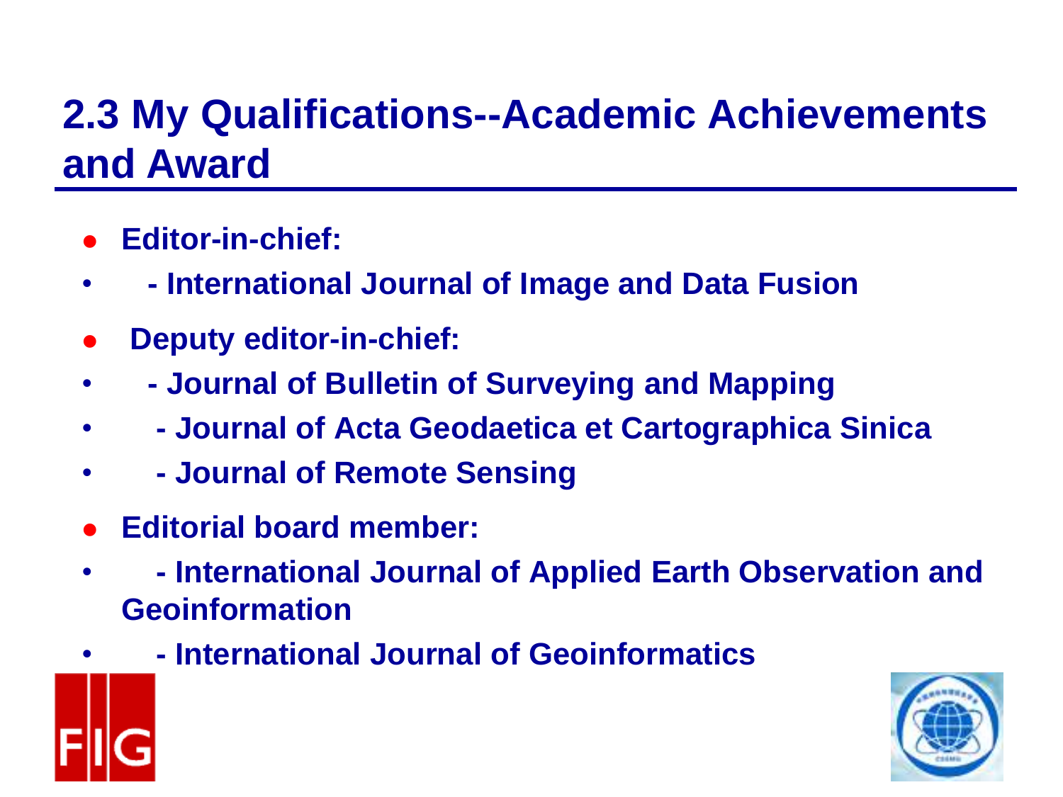## 2.3 My Qualifications--Academic Achievements and Award

- **Editor-in-chief:**
  - **- International Journal of Image and Data Fusion**
- **Deputy editor-in-chief:**
  - **- Journal of Bulletin of Surveying and Mapping**
  - **- Journal of Acta Geodaetica et Cartographica Sinica**
  - **- Journal of Remote Sensing**
- **Editorial board member:**
  - **- International Journal of Applied Earth Observation and Geoinformation**
  - **- International Journal of Geoinformatics**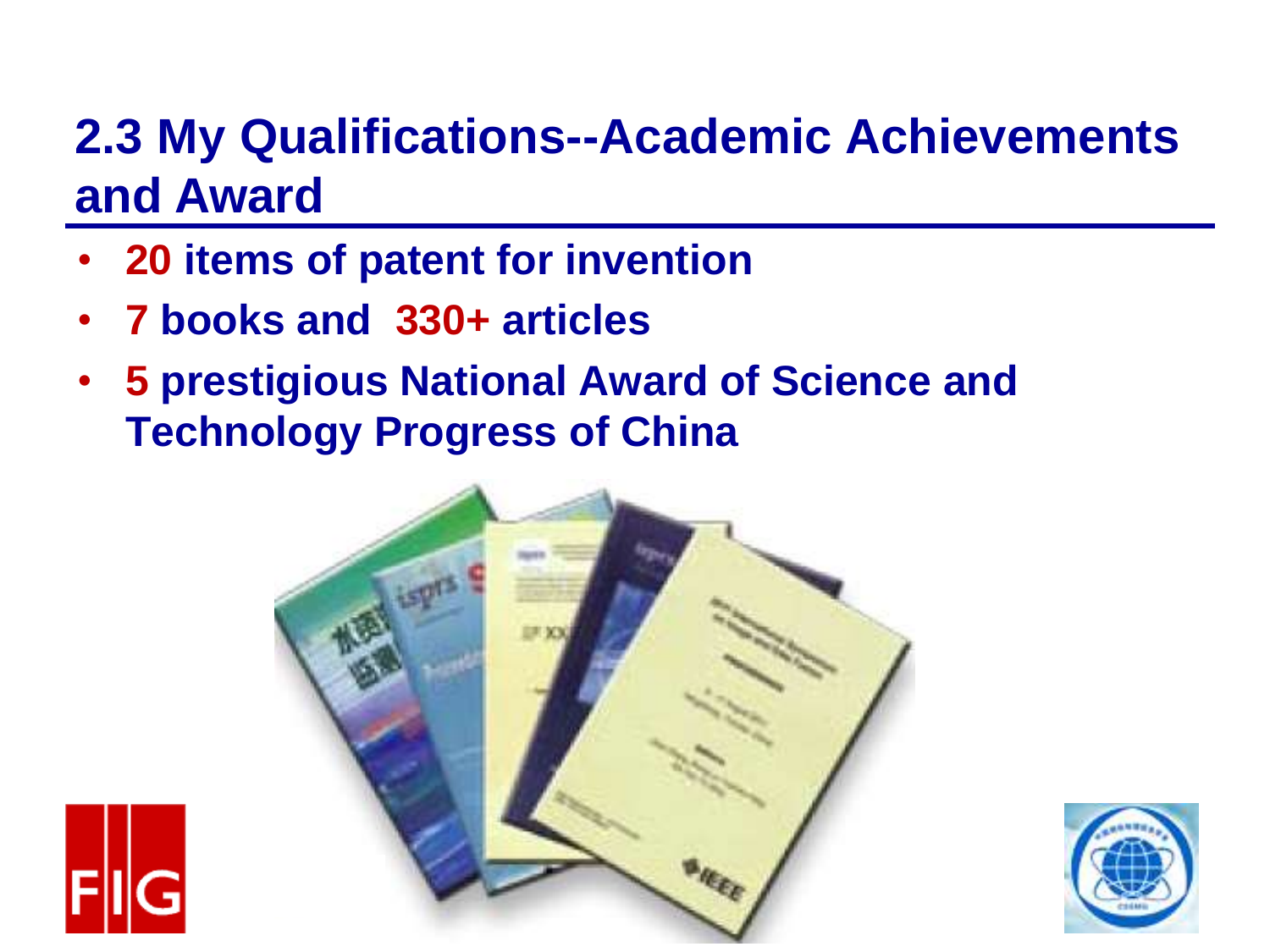## 2.3 My Qualifications--Academic Achievements and Award

- **20 items of patent for invention**
- **7 books and 330+ articles**
- **5 prestigious National Award of Science and Technology Progress of China**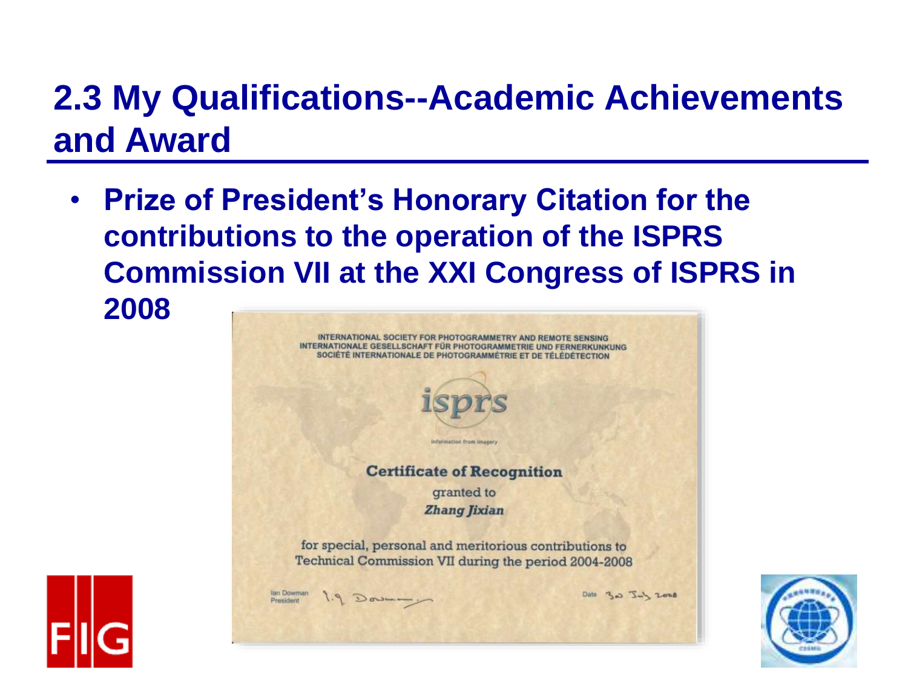## 2.3 My Qualifications--Academic Achievements and Award

- **Prize of President's Honorary Citation for the contributions to the operation of the ISPRS Commission VII at the XXI Congress of ISPRS in 2008**

INTERNATIONAL SOCIETY FOR PHOTOGRAMMETRY AND REMOTE SENSING
INTERNATIONALE GESELLSCHAFT FÜR PHOTOGRAMMETRIE UND FERNERKUNKUNG
SOCIÉTÉ INTERNATIONALE DE PHOTOGRAMMÉTRIE ET DE TÉLÉDÉTECTION

isprs

information from imagery

**Certificate of Recognition**

granted to

***Zhang Jixian***

for special, personal and meritorious contributions to Technical Commission VII during the period 2004-2008

Ian Dowman
President

Date 30 July 2008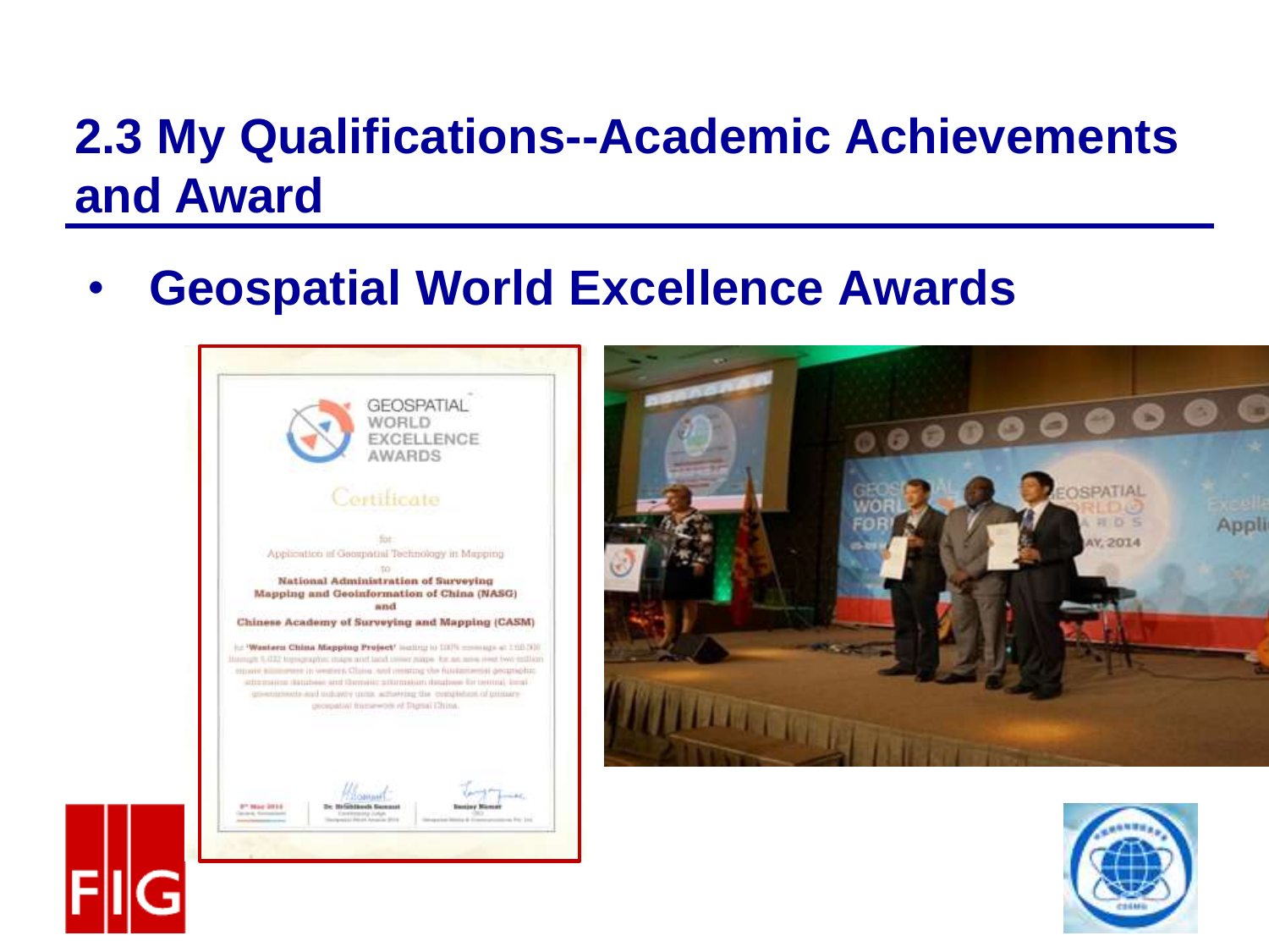## 2.3 My Qualifications--Academic Achievements and Award

- **Geospatial World Excellence Awards**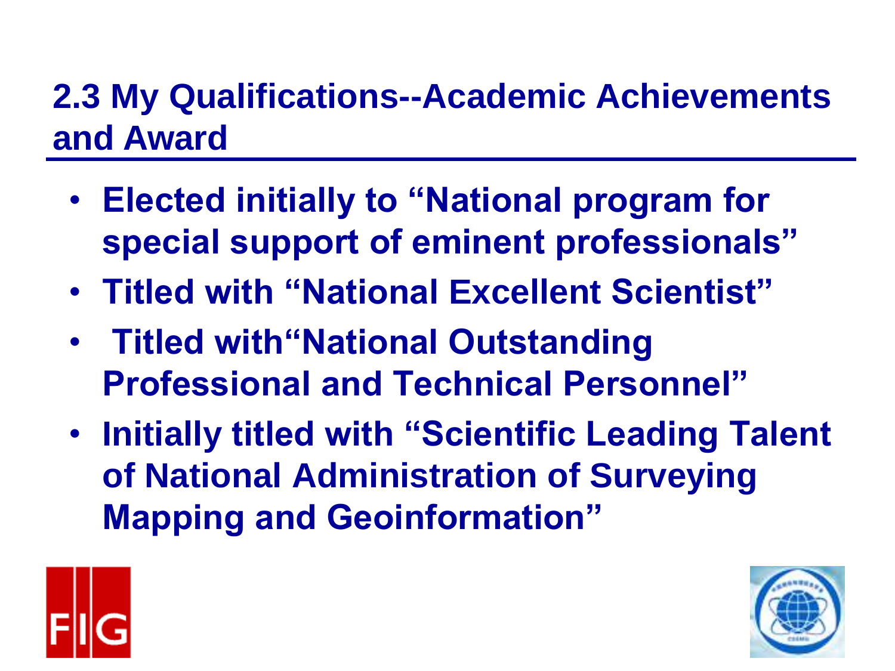## 2.3 My Qualifications--Academic Achievements and Award

- **Elected initially to "National program for special support of eminent professionals"**
- **Titled with "National Excellent Scientist"**
- **Titled with"National Outstanding Professional and Technical Personnel"**
- **Initially titled with "Scientific Leading Talent of National Administration of Surveying Mapping and Geoinformation"**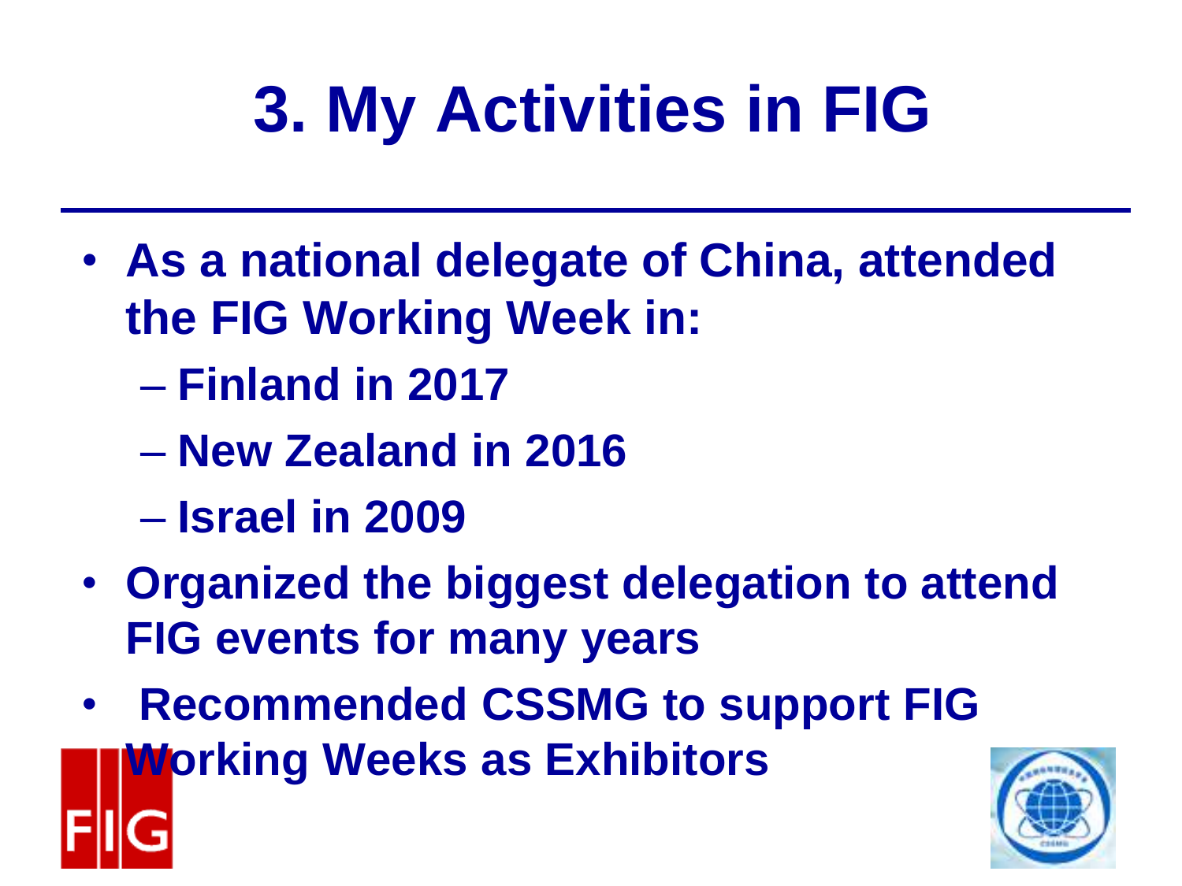# 3. My Activities in FIG

- **As a national delegate of China, attended the FIG Working Week in:**
  - **Finland in 2017**
  - **New Zealand in 2016**
  - **Israel in 2009**
- **Organized the biggest delegation to attend FIG events for many years**
- **Recommended CSSMG to support FIG Working Weeks as Exhibitors**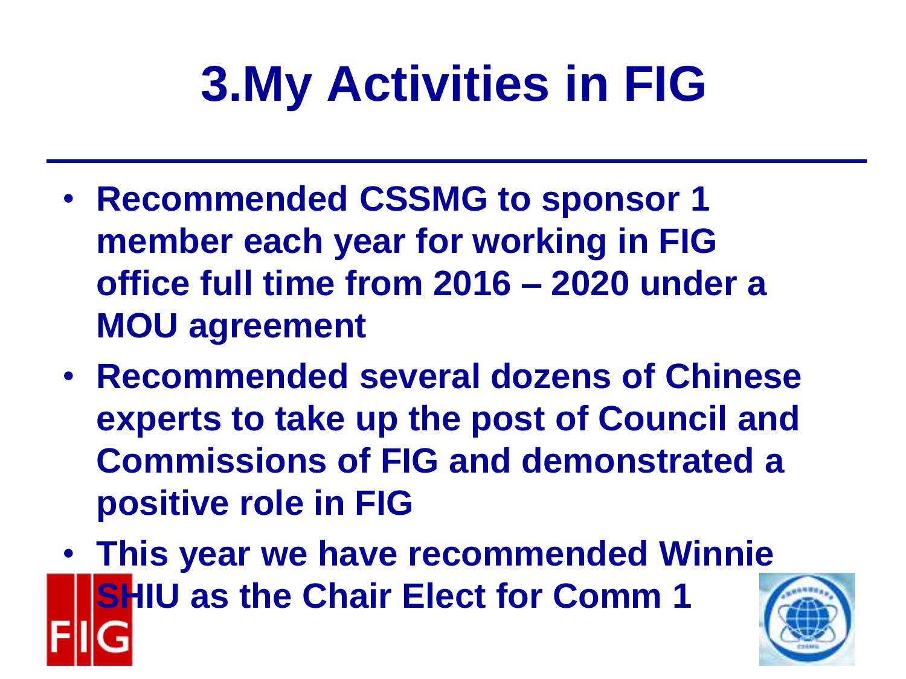# 3.My Activities in FIG

- **Recommended CSSMG to sponsor 1 member each year for working in FIG office full time from 2016 – 2020 under a MOU agreement**
- **Recommended several dozens of Chinese experts to take up the post of Council and Commissions of FIG and demonstrated a positive role in FIG**
- **This year we have recommended Winnie SHIU as the Chair Elect for Comm 1**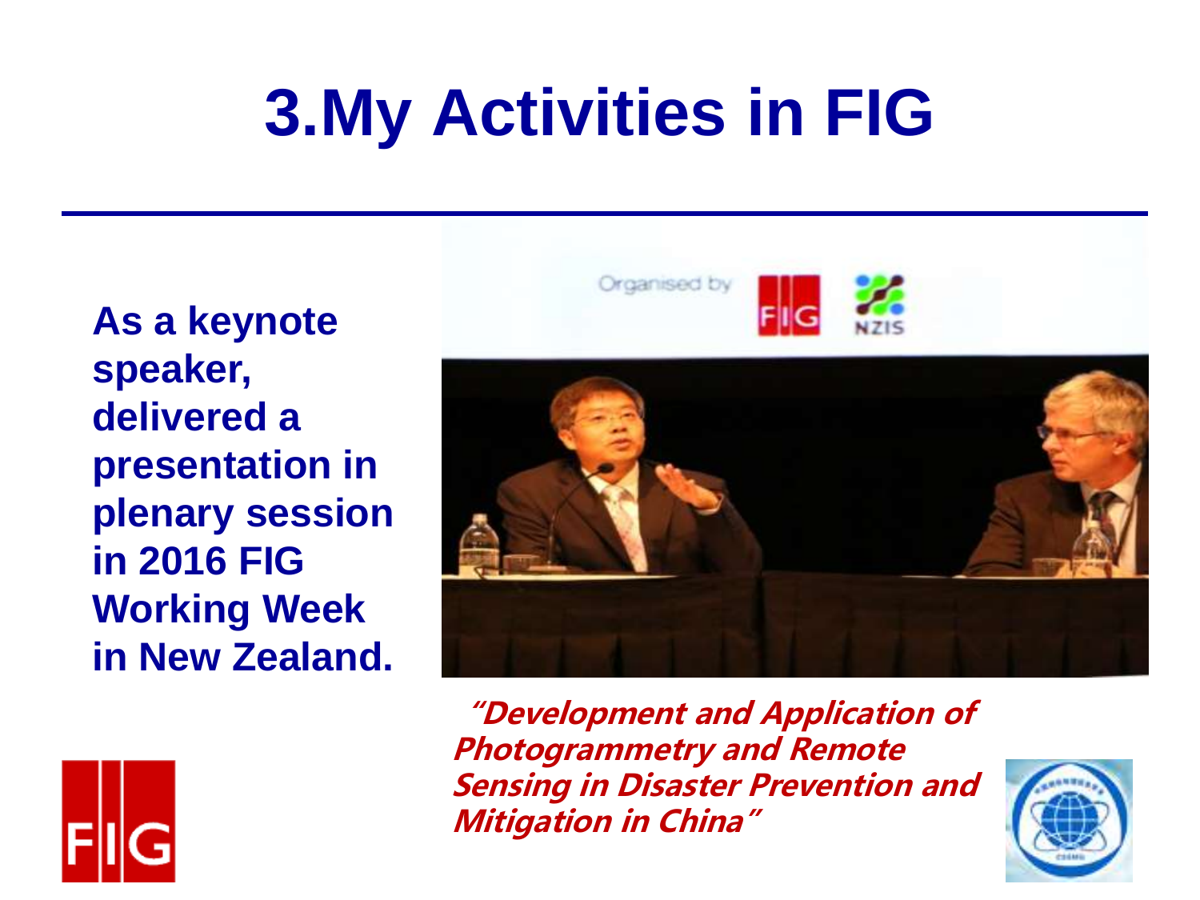# 3.My Activities in FIG

**As a keynote speaker, delivered a presentation in plenary session in 2016 FIG Working Week in New Zealand.**

***"Development and Application of Photogrammetry and Remote Sensing in Disaster Prevention and Mitigation in China"***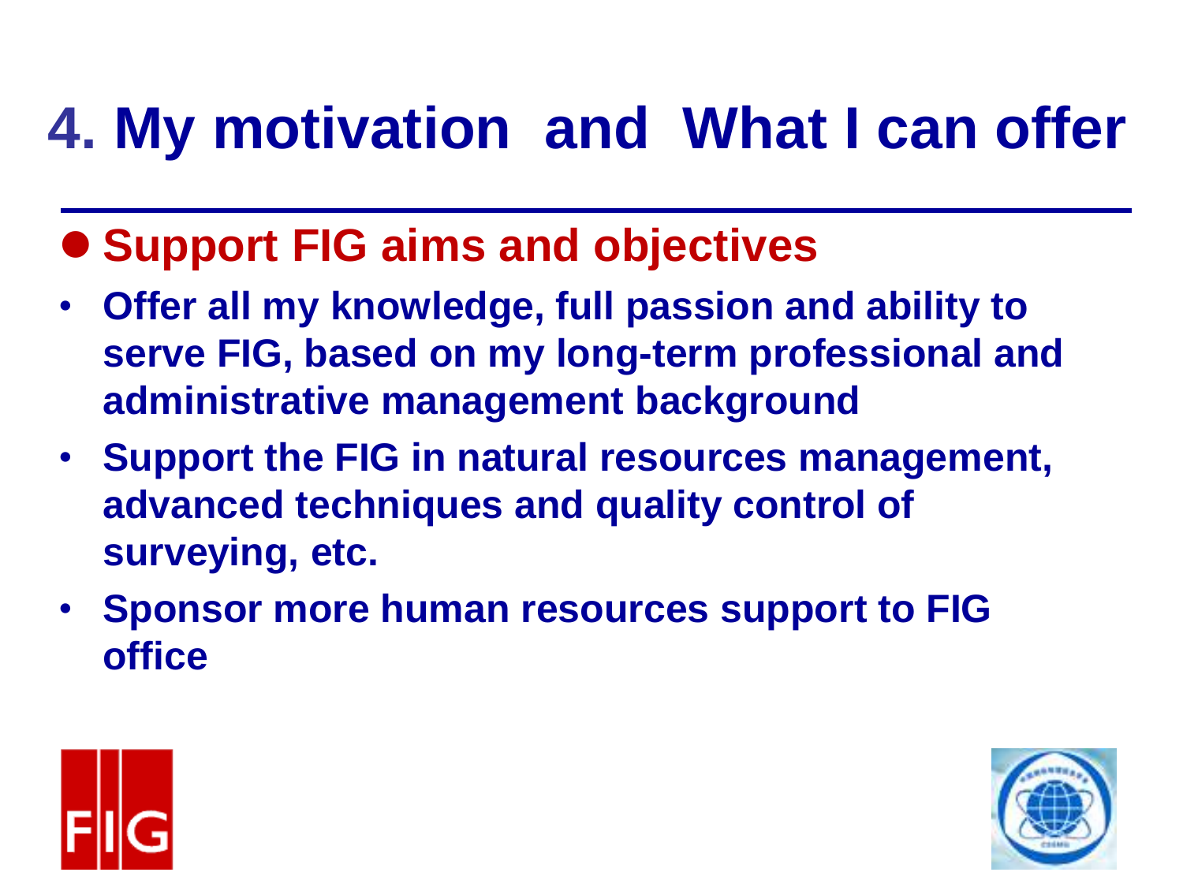# 4. My motivation and What I can offer

- **Support FIG aims and objectives**
  - **Offer all my knowledge, full passion and ability to serve FIG, based on my long-term professional and administrative management background**
  - **Support the FIG in natural resources management, advanced techniques and quality control of surveying, etc.**
  - **Sponsor more human resources support to FIG office**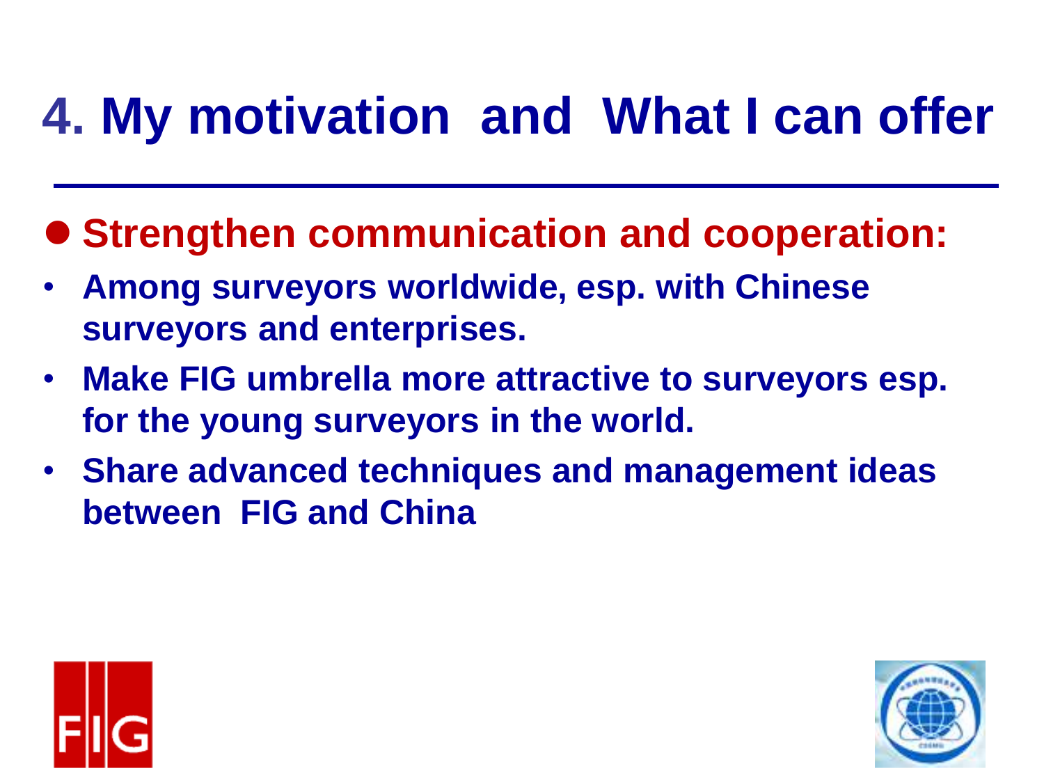# 4. My motivation and What I can offer

- **Strengthen communication and cooperation:**
  - **Among surveyors worldwide, esp. with Chinese surveyors and enterprises.**
  - **Make FIG umbrella more attractive to surveyors esp. for the young surveyors in the world.**
  - **Share advanced techniques and management ideas between FIG and China**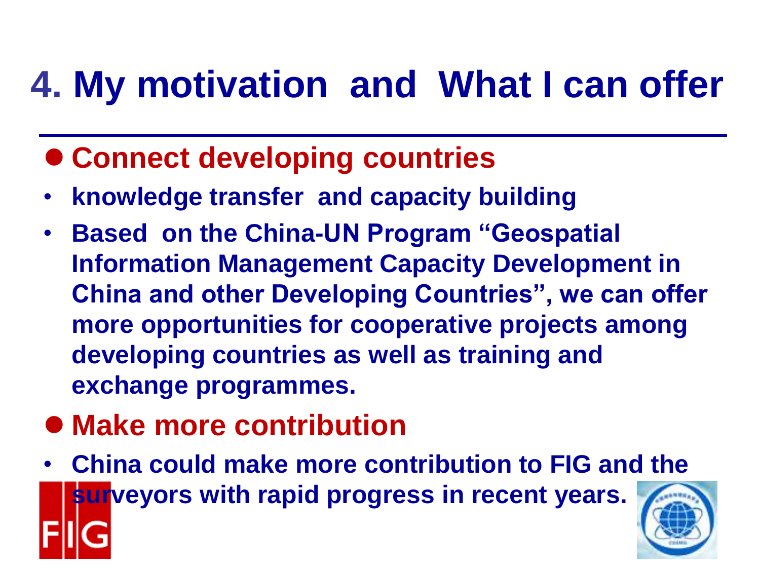# 4. My motivation and What I can offer

- **Connect developing countries**
  - **knowledge transfer and capacity building**
  - **Based on the China-UN Program "Geospatial Information Management Capacity Development in China and other Developing Countries", we can offer more opportunities for cooperative projects among developing countries as well as training and exchange programmes.**
- **Make more contribution**
  - **China could make more contribution to FIG and the surveyors with rapid progress in recent years.**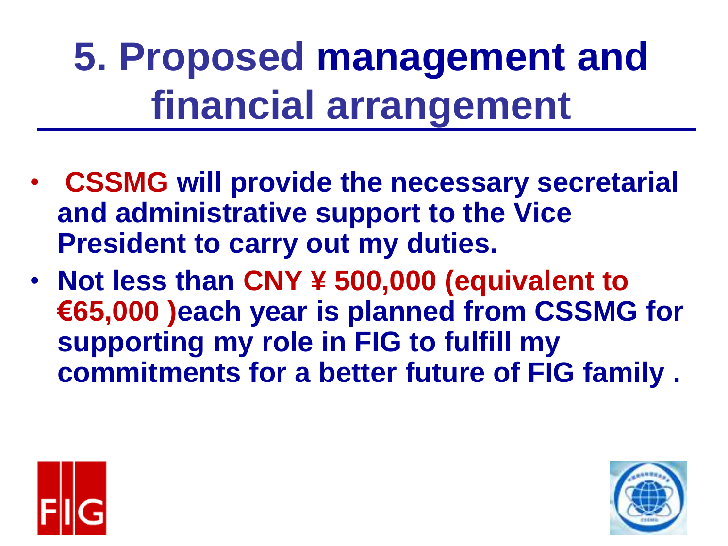# 5. Proposed management and financial arrangement

- **CSSMG will provide the necessary secretarial and administrative support to the Vice President to carry out my duties.**
- **Not less than CNY ¥ 500,000 (equivalent to €65,000 )each year is planned from CSSMG for supporting my role in FIG to fulfill my commitments for a better future of FIG family .**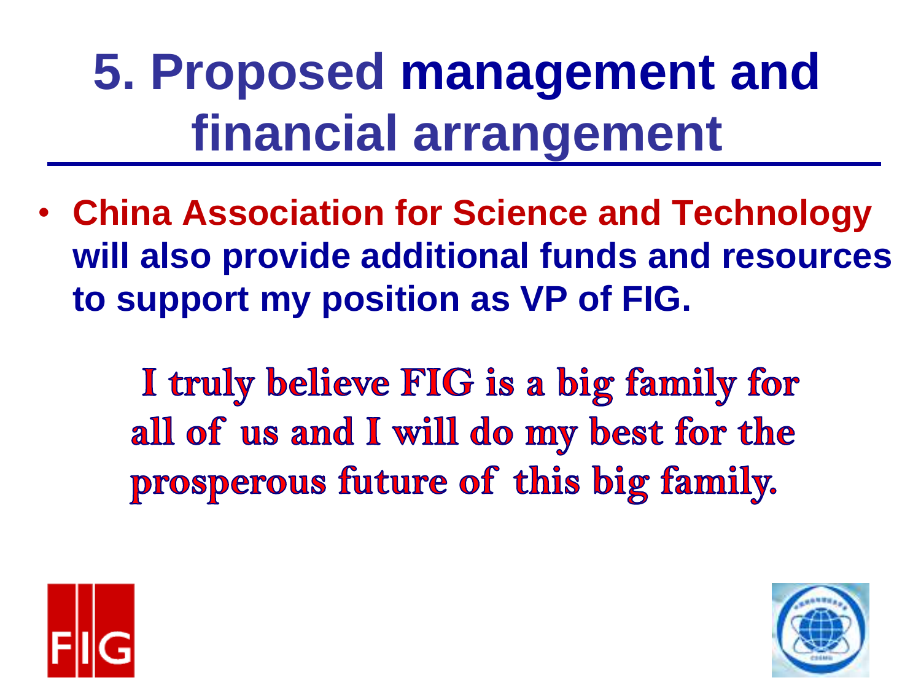# 5. Proposed management and financial arrangement

- **China Association for Science and Technology will also provide additional funds and resources to support my position as VP of FIG.**

**I truly believe FIG is a big family for all of us and I will do my best for the prosperous future of this big family.**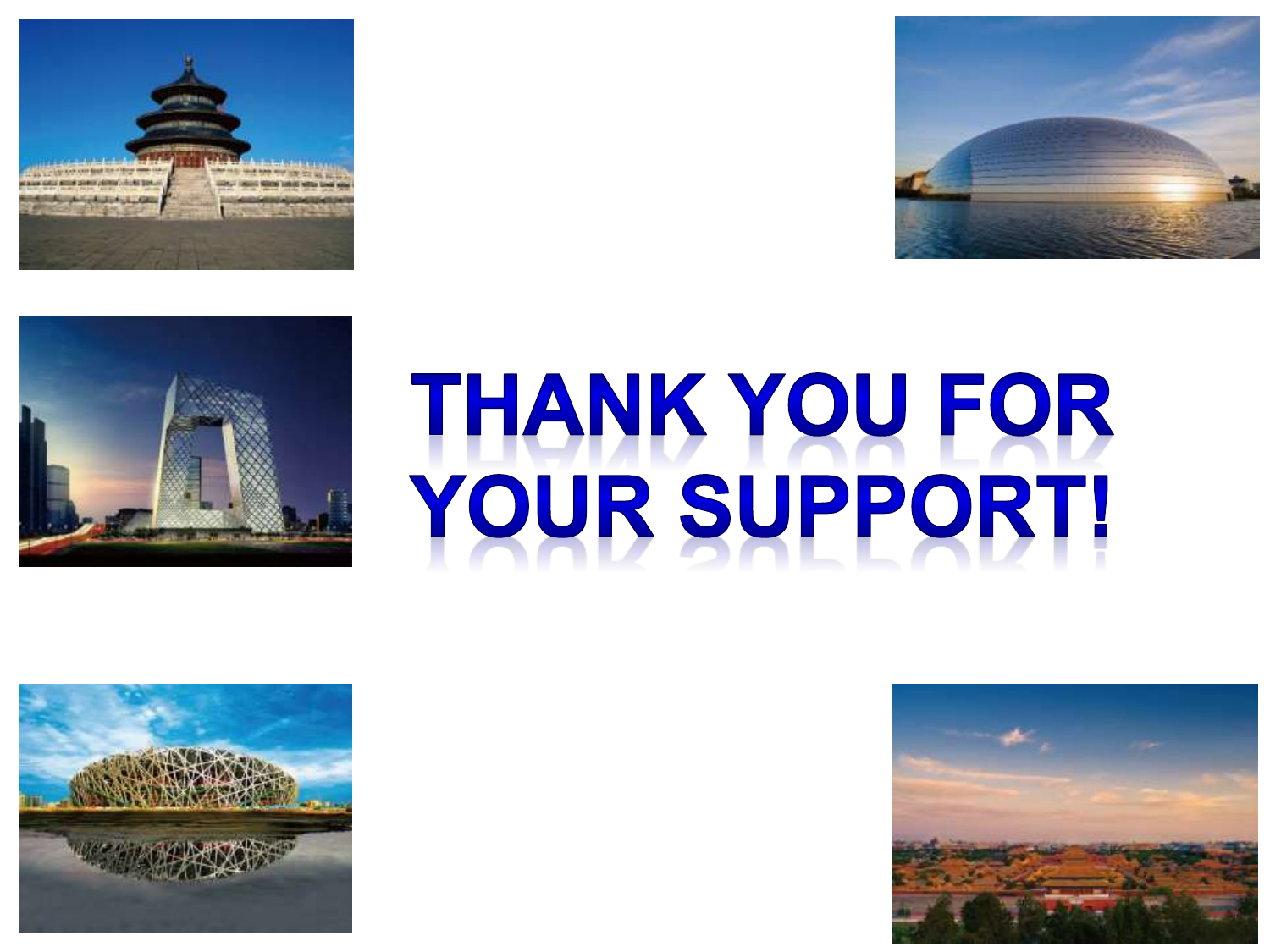# THANK YOU FOR YOUR SUPPORT!